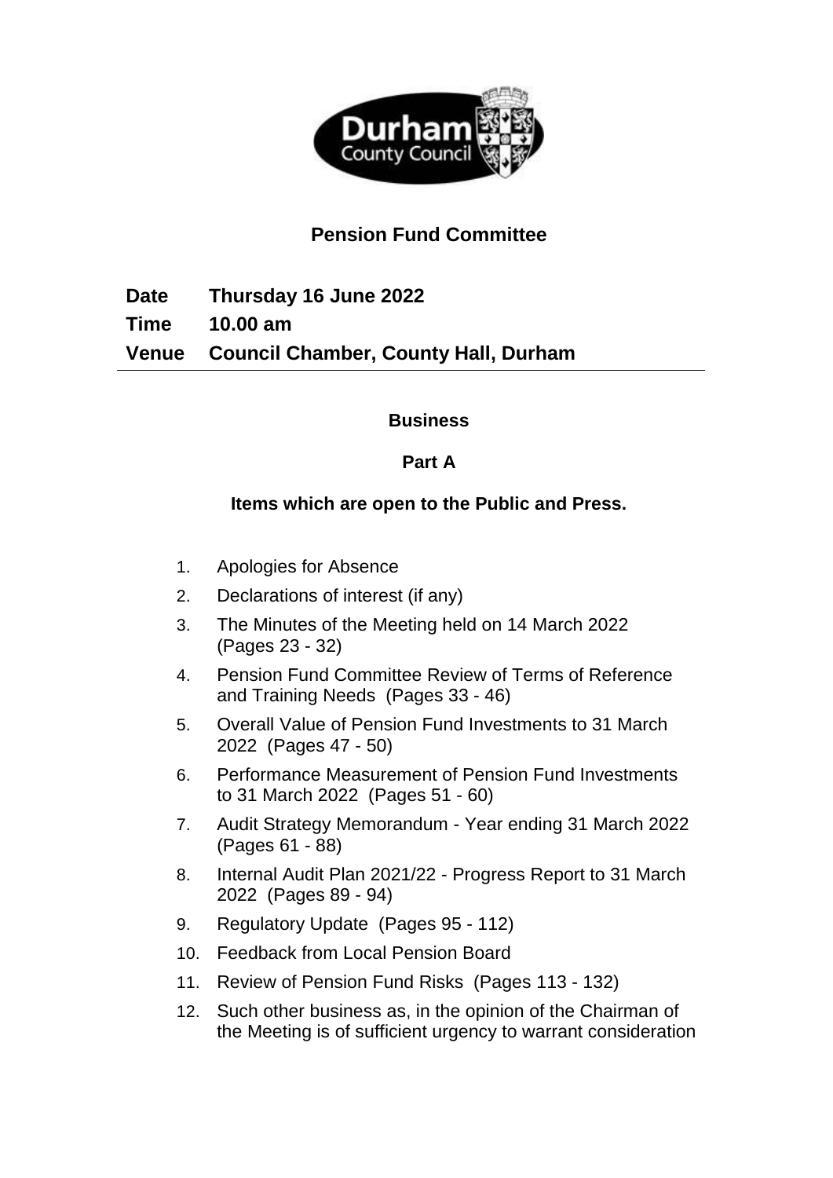Durham County Council

# Pension Fund Committee

**Date** Thursday 16 June 2022

**Time** 10.00 am

**Venue** Council Chamber, County Hall, Durham

---

## Business

### Part A

### Items which are open to the Public and Press.

1. Apologies for Absence
2. Declarations of interest (if any)
3. The Minutes of the Meeting held on 14 March 2022 (Pages 23 - 32)
4. Pension Fund Committee Review of Terms of Reference and Training Needs (Pages 33 - 46)
5. Overall Value of Pension Fund Investments to 31 March 2022 (Pages 47 - 50)
6. Performance Measurement of Pension Fund Investments to 31 March 2022 (Pages 51 - 60)
7. Audit Strategy Memorandum - Year ending 31 March 2022 (Pages 61 - 88)
8. Internal Audit Plan 2021/22 - Progress Report to 31 March 2022 (Pages 89 - 94)
9. Regulatory Update (Pages 95 - 112)
10. Feedback from Local Pension Board
11. Review of Pension Fund Risks (Pages 113 - 132)
12. Such other business as, in the opinion of the Chairman of the Meeting is of sufficient urgency to warrant consideration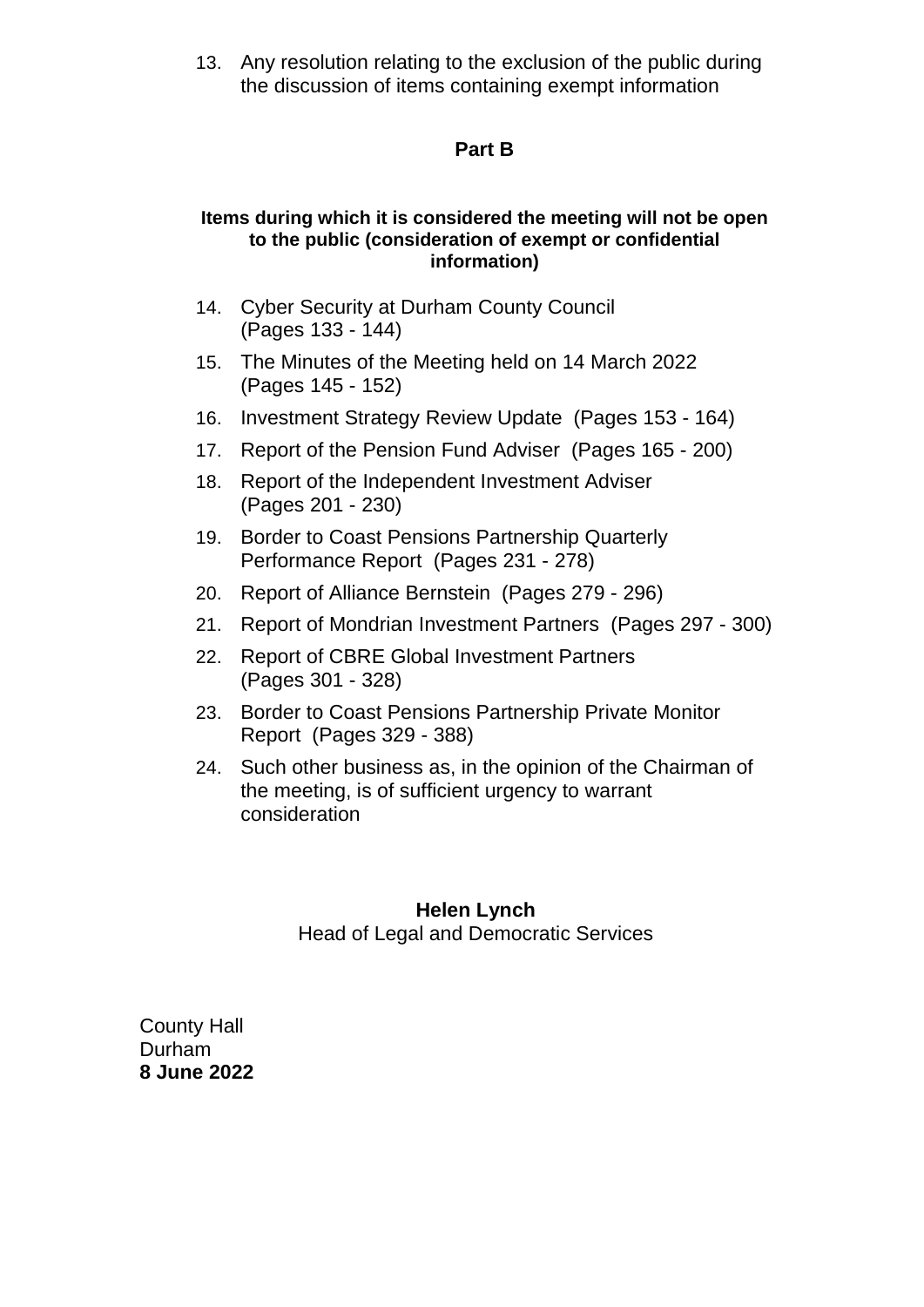13. Any resolution relating to the exclusion of the public during the discussion of items containing exempt information

## Part B

**Items during which it is considered the meeting will not be open to the public (consideration of exempt or confidential information)**

14. Cyber Security at Durham County Council (Pages 133 - 144)
15. The Minutes of the Meeting held on 14 March 2022 (Pages 145 - 152)
16. Investment Strategy Review Update (Pages 153 - 164)
17. Report of the Pension Fund Adviser (Pages 165 - 200)
18. Report of the Independent Investment Adviser (Pages 201 - 230)
19. Border to Coast Pensions Partnership Quarterly Performance Report (Pages 231 - 278)
20. Report of Alliance Bernstein (Pages 279 - 296)
21. Report of Mondrian Investment Partners (Pages 297 - 300)
22. Report of CBRE Global Investment Partners (Pages 301 - 328)
23. Border to Coast Pensions Partnership Private Monitor Report (Pages 329 - 388)
24. Such other business as, in the opinion of the Chairman of the meeting, is of sufficient urgency to warrant consideration

**Helen Lynch**
Head of Legal and Democratic Services

County Hall
Durham
**8 June 2022**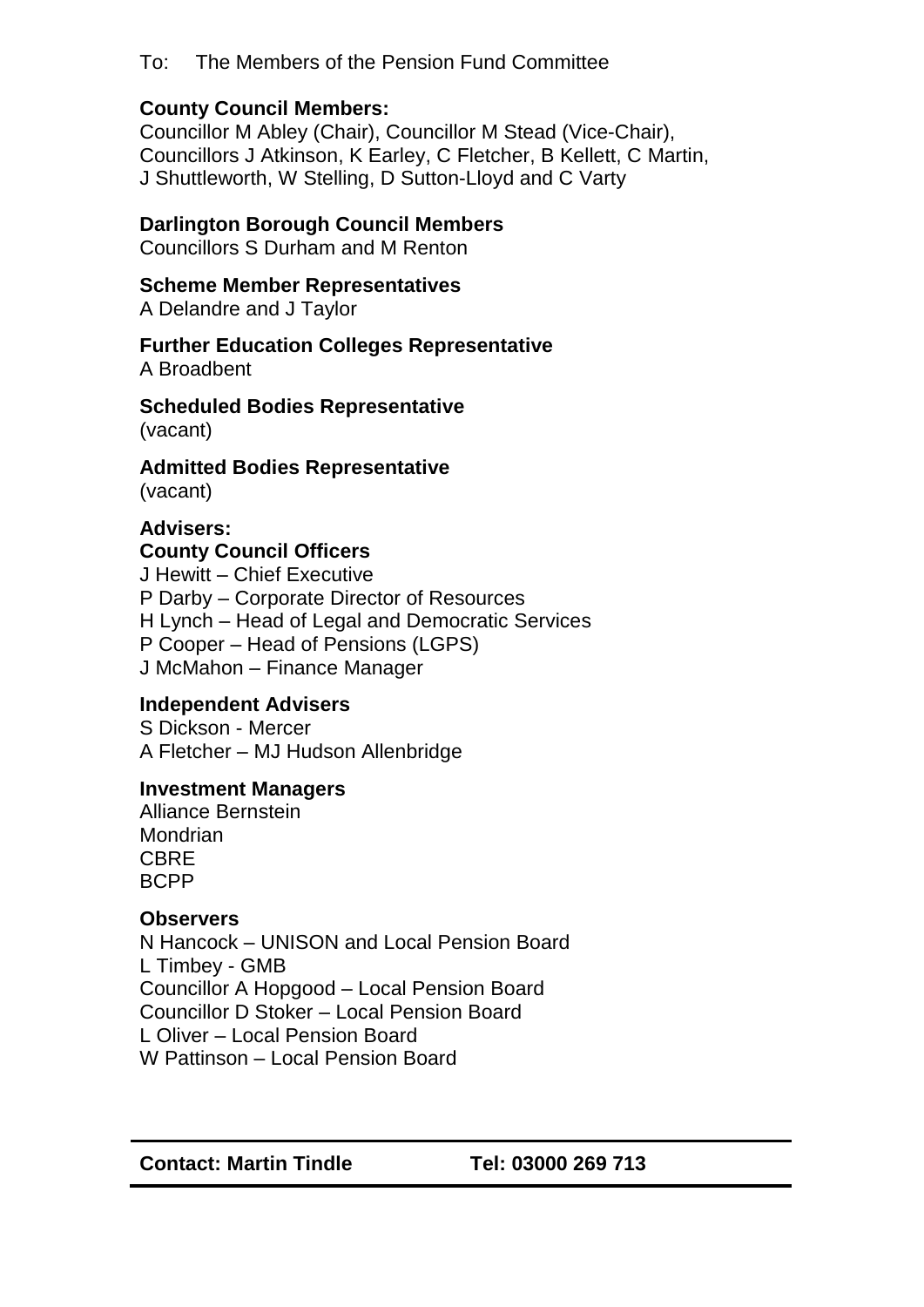To: The Members of the Pension Fund Committee

**County Council Members:**
Councillor M Abley (Chair), Councillor M Stead (Vice-Chair), Councillors J Atkinson, K Earley, C Fletcher, B Kellett, C Martin, J Shuttleworth, W Stelling, D Sutton-Lloyd and C Varty

**Darlington Borough Council Members**
Councillors S Durham and M Renton

**Scheme Member Representatives**
A Delandre and J Taylor

**Further Education Colleges Representative**
A Broadbent

**Scheduled Bodies Representative**
(vacant)

**Admitted Bodies Representative**
(vacant)

**Advisers:**
**County Council Officers**
J Hewitt – Chief Executive
P Darby – Corporate Director of Resources
H Lynch – Head of Legal and Democratic Services
P Cooper – Head of Pensions (LGPS)
J McMahon – Finance Manager

**Independent Advisers**
S Dickson - Mercer
A Fletcher – MJ Hudson Allenbridge

**Investment Managers**
Alliance Bernstein
Mondrian
CBRE
BCPP

**Observers**
N Hancock – UNISON and Local Pension Board
L Timbey - GMB
Councillor A Hopgood – Local Pension Board
Councillor D Stoker – Local Pension Board
L Oliver – Local Pension Board
W Pattinson – Local Pension Board

---

**Contact: Martin Tindle** **Tel: 03000 269 713**

---